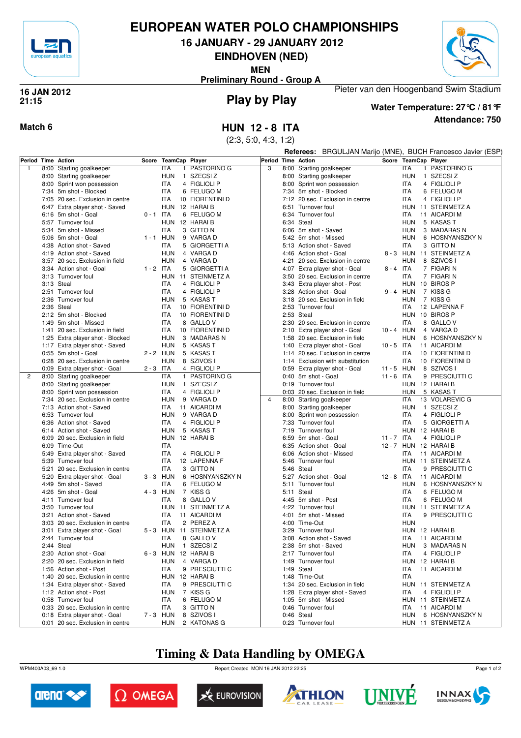# EUROPEAN WATER POLO CHAMPIONSHIPS

## 16 JANUARY - 29 JANUARY 2012

## EINDHOVEN (NED)

**MEN**

**Preliminary Round - Group A**

**16 JAN 2012**
**21:15**

## Play by Play

Pieter van den Hoogenband Swim Stadium

**Water Temperature: 27°C / 81°F**

**Attendance: 750**

**Match 6**

## HUN 12 - 8 ITA

(2:3, 5:0, 4:3, 1:2)

**Referees:** BRGULJAN Marijo (MNE), BUCH Francesco Javier (ESP)

| Period | Time | Action | Score | Team | Cap | Player |
|---|---|---|---|---|---|---|
| 1 | 8:00 | Starting goalkeeper | | ITA | 1 | PASTORINO G |
| | 8:00 | Starting goalkeeper | | HUN | 1 | SZECSI Z |
| | 8:00 | Sprint won possession | | ITA | 4 | FIGLIOLI P |
| | 7:34 | 5m shot - Blocked | | ITA | 6 | FELUGO M |
| | 7:05 | 20 sec. Exclusion in centre | | ITA | 10 | FIORENTINI D |
| | 6:47 | Extra player shot - Saved | | HUN | 12 | HARAI B |
| | 6:16 | 5m shot - Goal | 0 - 1 | ITA | 6 | FELUGO M |
| | 5:57 | Turnover foul | | HUN | 12 | HARAI B |
| | 5:34 | 5m shot - Missed | | ITA | 3 | GITTO N |
| | 5:06 | 5m shot - Goal | 1 - 1 | HUN | 9 | VARGA D |
| | 4:38 | Action shot - Saved | | ITA | 5 | GIORGETTI A |
| | 4:19 | Action shot - Saved | | HUN | 4 | VARGA D |
| | 3:57 | 20 sec. Exclusion in field | | HUN | 4 | VARGA D |
| | 3:34 | Action shot - Goal | 1 - 2 | ITA | 5 | GIORGETTI A |
| | 3:13 | Turnover foul | | HUN | 11 | STEINMETZ A |
| | 3:13 | Steal | | ITA | 4 | FIGLIOLI P |
| | 2:51 | Turnover foul | | ITA | 4 | FIGLIOLI P |
| | 2:36 | Turnover foul | | HUN | 5 | KASAS T |
| | 2:36 | Steal | | ITA | 10 | FIORENTINI D |
| | 2:12 | 5m shot - Blocked | | ITA | 10 | FIORENTINI D |
| | 1:49 | 5m shot - Missed | | ITA | 8 | GALLO V |
| | 1:41 | 20 sec. Exclusion in field | | ITA | 10 | FIORENTINI D |
| | 1:25 | Extra player shot - Blocked | | HUN | 3 | MADARAS N |
| | 1:17 | Extra player shot - Saved | | HUN | 5 | KASAS T |
| | 0:55 | 5m shot - Goal | 2 - 2 | HUN | 5 | KASAS T |
| | 0:28 | 20 sec. Exclusion in centre | | HUN | 8 | SZIVOS I |
| | 0:09 | Extra player shot - Goal | 2 - 3 | ITA | 4 | FIGLIOLI P |
| 2 | 8:00 | Starting goalkeeper | | ITA | 1 | PASTORINO G |
| | 8:00 | Starting goalkeeper | | HUN | 1 | SZECSI Z |
| | 8:00 | Sprint won possession | | ITA | 4 | FIGLIOLI P |
| | 7:34 | 20 sec. Exclusion in centre | | HUN | 9 | VARGA D |
| | 7:13 | Action shot - Saved | | ITA | 11 | AICARDI M |
| | 6:53 | Turnover foul | | HUN | 9 | VARGA D |
| | 6:36 | Action shot - Saved | | ITA | 4 | FIGLIOLI P |
| | 6:14 | Action shot - Saved | | HUN | 5 | KASAS T |
| | 6:09 | 20 sec. Exclusion in field | | HUN | 12 | HARAI B |
| | 6:09 | Time-Out | | ITA | | |
| | 5:49 | Extra player shot - Saved | | ITA | 4 | FIGLIOLI P |
| | 5:39 | Turnover foul | | ITA | 12 | LAPENNA F |
| | 5:21 | 20 sec. Exclusion in centre | | ITA | 3 | GITTO N |
| | 5:20 | Extra player shot - Goal | 3 - 3 | HUN | 6 | HOSNYANSZKY N |
| | 4:49 | 5m shot - Saved | | ITA | 6 | FELUGO M |
| | 4:26 | 5m shot - Goal | 4 - 3 | HUN | 7 | KISS G |
| | 4:11 | Turnover foul | | ITA | 8 | GALLO V |
| | 3:50 | Turnover foul | | HUN | 11 | STEINMETZ A |
| | 3:21 | Action shot - Saved | | ITA | 11 | AICARDI M |
| | 3:03 | 20 sec. Exclusion in centre | | ITA | 2 | PEREZ A |
| | 3:01 | Extra player shot - Goal | 5 - 3 | HUN | 11 | STEINMETZ A |
| | 2:44 | Turnover foul | | ITA | 8 | GALLO V |
| | 2:44 | Steal | | HUN | 1 | SZECSI Z |
| | 2:30 | Action shot - Goal | 6 - 3 | HUN | 12 | HARAI B |
| | 2:20 | 20 sec. Exclusion in field | | HUN | 4 | VARGA D |
| | 1:56 | Action shot - Post | | ITA | 9 | PRESCIUTTI C |
| | 1:40 | 20 sec. Exclusion in centre | | HUN | 12 | HARAI B |
| | 1:34 | Extra player shot - Saved | | ITA | 9 | PRESCIUTTI C |
| | 1:12 | Action shot - Post | | HUN | 7 | KISS G |
| | 0:58 | Turnover foul | | ITA | 6 | FELUGO M |
| | 0:33 | 20 sec. Exclusion in centre | | ITA | 3 | GITTO N |
| | 0:18 | Extra player shot - Goal | 7 - 3 | HUN | 8 | SZIVOS I |
| | 0:01 | 20 sec. Exclusion in centre | | HUN | 2 | KATONAS G |
| 3 | 8:00 | Starting goalkeeper | | ITA | 1 | PASTORINO G |
| | 8:00 | Starting goalkeeper | | HUN | 1 | SZECSI Z |
| | 8:00 | Sprint won possession | | ITA | 4 | FIGLIOLI P |
| | 7:34 | 5m shot - Blocked | | ITA | 6 | FELUGO M |
| | 7:12 | 20 sec. Exclusion in centre | | ITA | 4 | FIGLIOLI P |
| | 6:51 | Turnover foul | | HUN | 11 | STEINMETZ A |
| | 6:34 | Turnover foul | | ITA | 11 | AICARDI M |
| | 6:34 | Steal | | HUN | 5 | KASAS T |
| | 6:06 | 5m shot - Saved | | HUN | 3 | MADARAS N |
| | 5:42 | 5m shot - Missed | | HUN | 6 | HOSNYANSZKY N |
| | 5:13 | Action shot - Saved | | ITA | 3 | GITTO N |
| | 4:46 | Action shot - Goal | 8 - 3 | HUN | 11 | STEINMETZ A |
| | 4:21 | 20 sec. Exclusion in centre | | HUN | 8 | SZIVOS I |
| | 4:07 | Extra player shot - Goal | 8 - 4 | ITA | 7 | FIGARI N |
| | 3:50 | 20 sec. Exclusion in centre | | ITA | 7 | FIGARI N |
| | 3:43 | Extra player shot - Post | | HUN | 10 | BIROS P |
| | 3:28 | Action shot - Goal | 9 - 4 | HUN | 7 | KISS G |
| | 3:18 | 20 sec. Exclusion in field | | HUN | 7 | KISS G |
| | 2:53 | Turnover foul | | ITA | 12 | LAPENNA F |
| | 2:53 | Steal | | HUN | 10 | BIROS P |
| | 2:30 | 20 sec. Exclusion in centre | | ITA | 8 | GALLO V |
| | 2:10 | Extra player shot - Goal | 10 - 4 | HUN | 4 | VARGA D |
| | 1:58 | 20 sec. Exclusion in field | | HUN | 6 | HOSNYANSZKY N |
| | 1:40 | Extra player shot - Goal | 10 - 5 | ITA | 11 | AICARDI M |
| | 1:14 | 20 sec. Exclusion in centre | | ITA | 10 | FIORENTINI D |
| | 1:14 | Exclusion with substitution | | ITA | 10 | FIORENTINI D |
| | 0:59 | Extra player shot - Goal | 11 - 5 | HUN | 8 | SZIVOS I |
| | 0:40 | 5m shot - Goal | 11 - 6 | ITA | 9 | PRESCIUTTI C |
| | 0:19 | Turnover foul | | HUN | 12 | HARAI B |
| | 0:03 | 20 sec. Exclusion in field | | HUN | 5 | KASAS T |
| 4 | 8:00 | Starting goalkeeper | | ITA | 13 | VOLAREVIC G |
| | 8:00 | Starting goalkeeper | | HUN | 1 | SZECSI Z |
| | 8:00 | Sprint won possession | | ITA | 4 | FIGLIOLI P |
| | 7:33 | Turnover foul | | ITA | 5 | GIORGETTI A |
| | 7:19 | Turnover foul | | HUN | 12 | HARAI B |
| | 6:59 | 5m shot - Goal | 11 - 7 | ITA | 4 | FIGLIOLI P |
| | 6:35 | Action shot - Goal | 12 - 7 | HUN | 12 | HARAI B |
| | 6:06 | Action shot - Missed | | ITA | 11 | AICARDI M |
| | 5:46 | Turnover foul | | HUN | 11 | STEINMETZ A |
| | 5:46 | Steal | | ITA | 9 | PRESCIUTTI C |
| | 5:27 | Action shot - Goal | 12 - 8 | ITA | 11 | AICARDI M |
| | 5:11 | Turnover foul | | HUN | 6 | HOSNYANSZKY N |
| | 5:11 | Steal | | ITA | 6 | FELUGO M |
| | 4:45 | 5m shot - Post | | ITA | 6 | FELUGO M |
| | 4:22 | Turnover foul | | HUN | 11 | STEINMETZ A |
| | 4:01 | 5m shot - Missed | | ITA | 9 | PRESCIUTTI C |
| | 4:00 | Time-Out | | HUN | | |
| | 3:29 | Turnover foul | | HUN | 12 | HARAI B |
| | 3:08 | Action shot - Saved | | ITA | 11 | AICARDI M |
| | 2:38 | 5m shot - Saved | | HUN | 3 | MADARAS N |
| | 2:17 | Turnover foul | | ITA | 4 | FIGLIOLI P |
| | 1:49 | Turnover foul | | HUN | 12 | HARAI B |
| | 1:49 | Steal | | ITA | 11 | AICARDI M |
| | 1:48 | Time-Out | | ITA | | |
| | 1:34 | 20 sec. Exclusion in field | | HUN | 11 | STEINMETZ A |
| | 1:28 | Extra player shot - Saved | | ITA | 4 | FIGLIOLI P |
| | 1:05 | 5m shot - Missed | | HUN | 11 | STEINMETZ A |
| | 0:46 | Turnover foul | | ITA | 11 | AICARDI M |
| | 0:46 | Steal | | HUN | 6 | HOSNYANSZKY N |
| | 0:23 | Turnover foul | | HUN | 11 | STEINMETZ A |

## Timing & Data Handling by OMEGA

WPM400A03_69 1.0 — Report Created MON 16 JAN 2012 22:25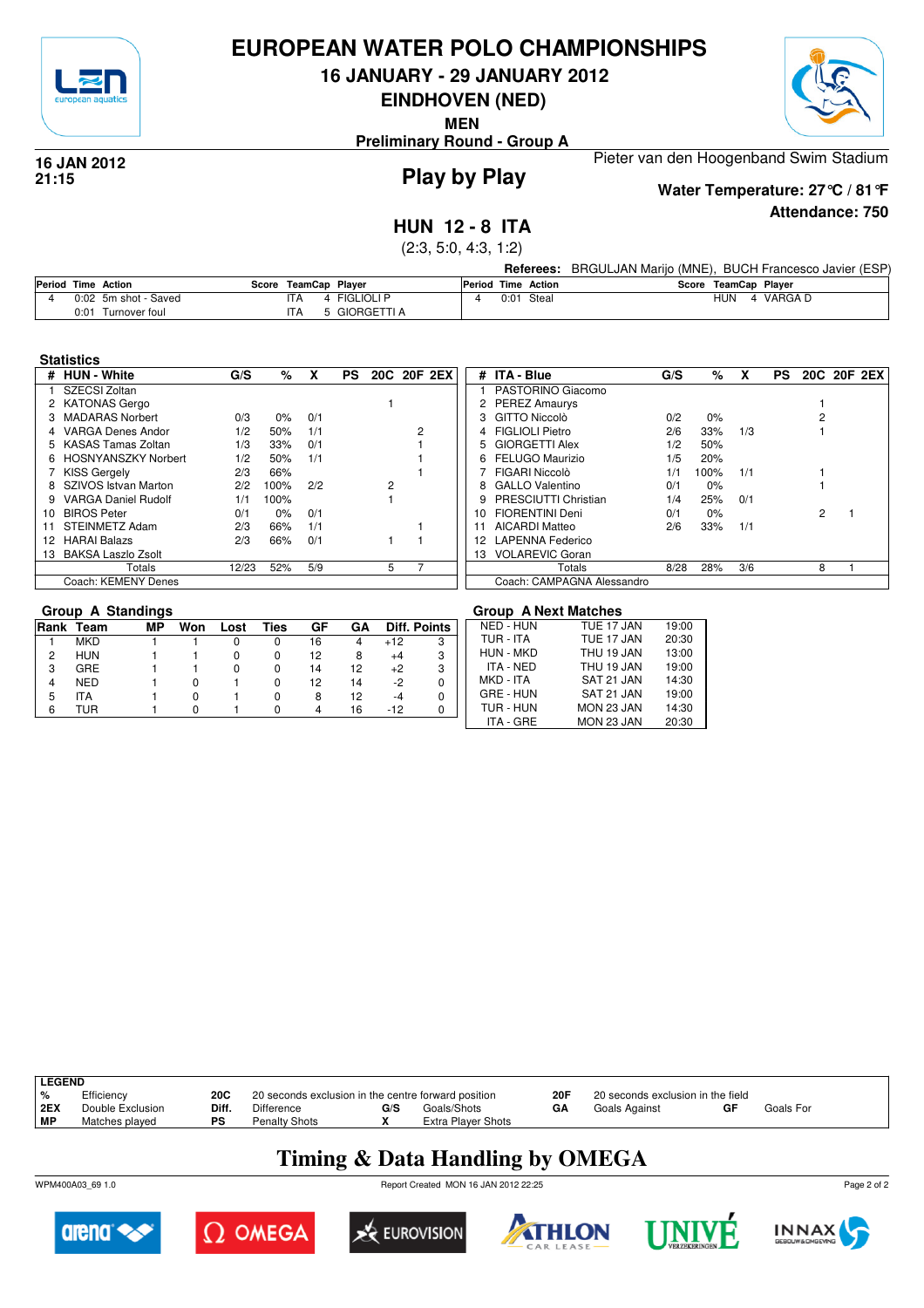# EUROPEAN WATER POLO CHAMPIONSHIPS

**16 JANUARY - 29 JANUARY 2012**

**EINDHOVEN (NED)**

**MEN**

**Preliminary Round - Group A**

**16 JAN 2012**
**21:15**

## Play by Play

Pieter van den Hoogenband Swim Stadium

**Water Temperature: 27°C / 81°F**

**Attendance: 750**

### HUN 12 - 8 ITA

(2:3, 5:0, 4:3, 1:2)

**Referees:** BRGULJAN Marijo (MNE), BUCH Francesco Javier (ESP)

| Period | Time | Action | Score | TeamCap | Player | Period | Time | Action | Score | TeamCap | Player |
|---|---|---|---|---|---|---|---|---|---|---|---|
| 4 | 0:02 | 5m shot - Saved | | ITA 4 | FIGLIOLI P | 4 | 0:01 | Steal | | HUN 4 | VARGA D |
| | 0:01 | Turnover foul | | ITA 5 | GIORGETTI A | | | | | | |

### Statistics

| # | HUN - White | G/S | % | X | PS | 20C | 20F | 2EX |
|---|---|---|---|---|---|---|---|---|
| 1 | SZECSI Zoltan | | | | | | | |
| 2 | KATONAS Gergo | | | | | | 1 | |
| 3 | MADARAS Norbert | 0/3 | 0% | 0/1 | | | | |
| 4 | VARGA Denes Andor | 1/2 | 50% | 1/1 | | | | 2 |
| 5 | KASAS Tamas Zoltan | 1/3 | 33% | 0/1 | | | | 1 |
| 6 | HOSNYANSZKY Norbert | 1/2 | 50% | 1/1 | | | | 1 |
| 7 | KISS Gergely | 2/3 | 66% | | | | | 1 |
| 8 | SZIVOS Istvan Marton | 2/2 | 100% | 2/2 | | | 2 | |
| 9 | VARGA Daniel Rudolf | 1/1 | 100% | | | | 1 | |
| 10 | BIROS Peter | 0/1 | 0% | 0/1 | | | | |
| 11 | STEINMETZ Adam | 2/3 | 66% | 1/1 | | | | 1 |
| 12 | HARAI Balazs | 2/3 | 66% | 0/1 | | | 1 | 1 |
| 13 | BAKSA Laszlo Zsolt | | | | | | | |
| | Totals | 12/23 | 52% | 5/9 | | | 5 | 7 |
| | Coach: KEMENY Denes | | | | | | | |

| # | ITA - Blue | G/S | % | X | PS | 20C | 20F | 2EX |
|---|---|---|---|---|---|---|---|---|
| 1 | PASTORINO Giacomo | | | | | | | |
| 2 | PEREZ Amaurys | | | | | | 1 | |
| 3 | GITTO Niccolò | 0/2 | 0% | | | | 2 | |
| 4 | FIGLIOLI Pietro | 2/6 | 33% | 1/3 | | | 1 | |
| 5 | GIORGETTI Alex | 1/2 | 50% | | | | | |
| 6 | FELUGO Maurizio | 1/5 | 20% | | | | | |
| 7 | FIGARI Niccolò | 1/1 | 100% | 1/1 | | | 1 | |
| 8 | GALLO Valentino | 0/1 | 0% | | | | 1 | |
| 9 | PRESCIUTTI Christian | 1/4 | 25% | 0/1 | | | | |
| 10 | FIORENTINI Deni | 0/1 | 0% | | | | 2 | 1 |
| 11 | AICARDI Matteo | 2/6 | 33% | 1/1 | | | | |
| 12 | LAPENNA Federico | | | | | | | |
| 13 | VOLAREVIC Goran | | | | | | | |
| | Totals | 8/28 | 28% | 3/6 | | | 8 | 1 |
| | Coach: CAMPAGNA Alessandro | | | | | | | |

### Group A Standings

| Rank | Team | MP | Won | Lost | Ties | GF | GA | Diff. | Points |
|---|---|---|---|---|---|---|---|---|---|
| 1 | MKD | 1 | 1 | 0 | 0 | 16 | 4 | +12 | 3 |
| 2 | HUN | 1 | 1 | 0 | 0 | 12 | 8 | +4 | 3 |
| 3 | GRE | 1 | 1 | 0 | 0 | 14 | 12 | +2 | 3 |
| 4 | NED | 1 | 0 | 1 | 0 | 12 | 14 | -2 | 0 |
| 5 | ITA | 1 | 0 | 1 | 0 | 8 | 12 | -4 | 0 |
| 6 | TUR | 1 | 0 | 1 | 0 | 4 | 16 | -12 | 0 |

### Group A Next Matches

| | | |
|---|---|---|
| NED - HUN | TUE 17 JAN | 19:00 |
| TUR - ITA | TUE 17 JAN | 20:30 |
| HUN - MKD | THU 19 JAN | 13:00 |
| ITA - NED | THU 19 JAN | 19:00 |
| MKD - ITA | SAT 21 JAN | 14:30 |
| GRE - HUN | SAT 21 JAN | 19:00 |
| TUR - HUN | MON 23 JAN | 14:30 |
| ITA - GRE | MON 23 JAN | 20:30 |

**LEGEND**

| | | | | | | | |
|---|---|---|---|---|---|---|---|
| % | Efficiency | 20C | 20 seconds exclusion in the centre forward position | | | 20F | 20 seconds exclusion in the field |
| 2EX | Double Exclusion | Diff. | Difference | G/S | Goals/Shots | GA | Goals Against |
| MP | Matches played | PS | Penalty Shots | X | Extra Player Shots | GF | Goals For |

## Timing & Data Handling by OMEGA

WPM400A03_69 1.0 — Report Created MON 16 JAN 2012 22:25